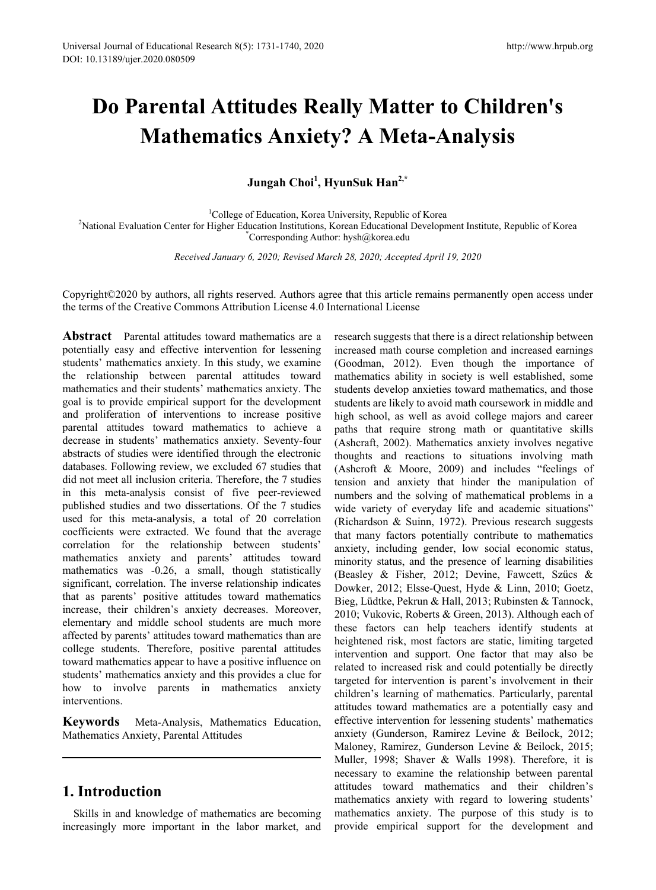# Do Parental Attitudes Really Matter to Children's Mathematics Anxiety? A Meta-Analysis

**Jungah Choi[1], HyunSuk Han[2,*]**

[1]College of Education, Korea University, Republic of Korea
[2]National Evaluation Center for Higher Education Institutions, Korean Educational Development Institute, Republic of Korea
[*]Corresponding Author: hysh@korea.edu

*Received January 6, 2020; Revised March 28, 2020; Accepted April 19, 2020*

Copyright©2020 by authors, all rights reserved. Authors agree that this article remains permanently open access under the terms of the Creative Commons Attribution License 4.0 International License

**Abstract** Parental attitudes toward mathematics are a potentially easy and effective intervention for lessening students' mathematics anxiety. In this study, we examine the relationship between parental attitudes toward mathematics and their students' mathematics anxiety. The goal is to provide empirical support for the development and proliferation of interventions to increase positive parental attitudes toward mathematics to achieve a decrease in students' mathematics anxiety. Seventy-four abstracts of studies were identified through the electronic databases. Following review, we excluded 67 studies that did not meet all inclusion criteria. Therefore, the 7 studies in this meta-analysis consist of five peer-reviewed published studies and two dissertations. Of the 7 studies used for this meta-analysis, a total of 20 correlation coefficients were extracted. We found that the average correlation for the relationship between students' mathematics anxiety and parents' attitudes toward mathematics was -0.26, a small, though statistically significant, correlation. The inverse relationship indicates that as parents' positive attitudes toward mathematics increase, their children's anxiety decreases. Moreover, elementary and middle school students are much more affected by parents' attitudes toward mathematics than are college students. Therefore, positive parental attitudes toward mathematics appear to have a positive influence on students' mathematics anxiety and this provides a clue for how to involve parents in mathematics anxiety interventions.

**Keywords** Meta-Analysis, Mathematics Education, Mathematics Anxiety, Parental Attitudes

## 1. Introduction

Skills in and knowledge of mathematics are becoming increasingly more important in the labor market, and research suggests that there is a direct relationship between increased math course completion and increased earnings (Goodman, 2012). Even though the importance of mathematics ability in society is well established, some students develop anxieties toward mathematics, and those students are likely to avoid math coursework in middle and high school, as well as avoid college majors and career paths that require strong math or quantitative skills (Ashcraft, 2002). Mathematics anxiety involves negative thoughts and reactions to situations involving math (Ashcroft & Moore, 2009) and includes "feelings of tension and anxiety that hinder the manipulation of numbers and the solving of mathematical problems in a wide variety of everyday life and academic situations" (Richardson & Suinn, 1972). Previous research suggests that many factors potentially contribute to mathematics anxiety, including gender, low social economic status, minority status, and the presence of learning disabilities (Beasley & Fisher, 2012; Devine, Fawcett, Szűcs & Dowker, 2012; Elsse-Quest, Hyde & Linn, 2010; Goetz, Bieg, Lüdtke, Pekrun & Hall, 2013; Rubinsten & Tannock, 2010; Vukovic, Roberts & Green, 2013). Although each of these factors can help teachers identify students at heightened risk, most factors are static, limiting targeted intervention and support. One factor that may also be related to increased risk and could potentially be directly targeted for intervention is parent's involvement in their children's learning of mathematics. Particularly, parental attitudes toward mathematics are a potentially easy and effective intervention for lessening students' mathematics anxiety (Gunderson, Ramirez Levine & Beilock, 2012; Maloney, Ramirez, Gunderson Levine & Beilock, 2015; Muller, 1998; Shaver & Walls 1998). Therefore, it is necessary to examine the relationship between parental attitudes toward mathematics and their children's mathematics anxiety with regard to lowering students' mathematics anxiety. The purpose of this study is to provide empirical support for the development and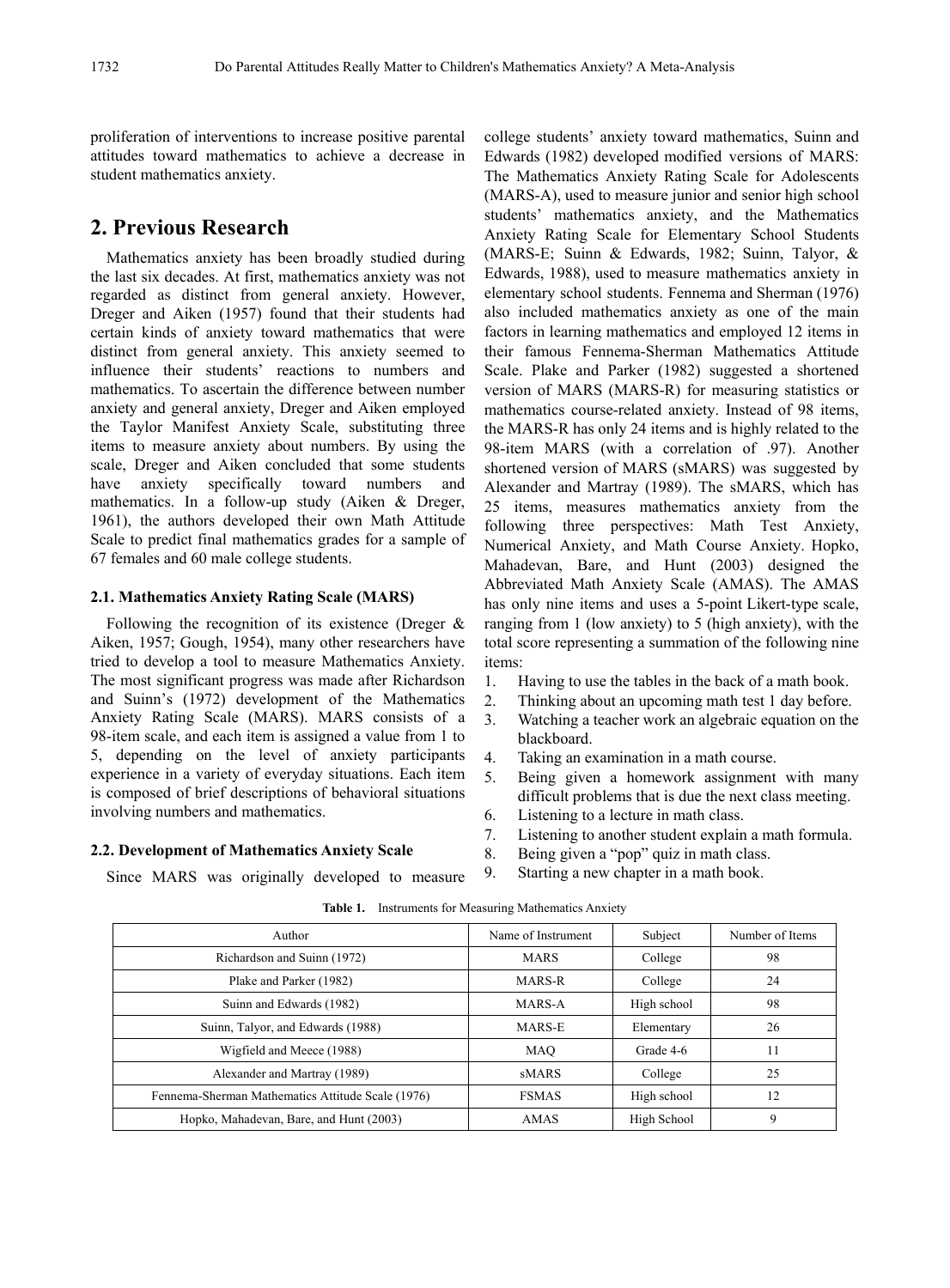proliferation of interventions to increase positive parental attitudes toward mathematics to achieve a decrease in student mathematics anxiety.

## 2. Previous Research

Mathematics anxiety has been broadly studied during the last six decades. At first, mathematics anxiety was not regarded as distinct from general anxiety. However, Dreger and Aiken (1957) found that their students had certain kinds of anxiety toward mathematics that were distinct from general anxiety. This anxiety seemed to influence their students' reactions to numbers and mathematics. To ascertain the difference between number anxiety and general anxiety, Dreger and Aiken employed the Taylor Manifest Anxiety Scale, substituting three items to measure anxiety about numbers. By using the scale, Dreger and Aiken concluded that some students have anxiety specifically toward numbers and mathematics. In a follow-up study (Aiken & Dreger, 1961), the authors developed their own Math Attitude Scale to predict final mathematics grades for a sample of 67 females and 60 male college students.

### 2.1. Mathematics Anxiety Rating Scale (MARS)

Following the recognition of its existence (Dreger & Aiken, 1957; Gough, 1954), many other researchers have tried to develop a tool to measure Mathematics Anxiety. The most significant progress was made after Richardson and Suinn's (1972) development of the Mathematics Anxiety Rating Scale (MARS). MARS consists of a 98-item scale, and each item is assigned a value from 1 to 5, depending on the level of anxiety participants experience in a variety of everyday situations. Each item is composed of brief descriptions of behavioral situations involving numbers and mathematics.

### 2.2. Development of Mathematics Anxiety Scale

Since MARS was originally developed to measure college students' anxiety toward mathematics, Suinn and Edwards (1982) developed modified versions of MARS: The Mathematics Anxiety Rating Scale for Adolescents (MARS-A), used to measure junior and senior high school students' mathematics anxiety, and the Mathematics Anxiety Rating Scale for Elementary School Students (MARS-E; Suinn & Edwards, 1982; Suinn, Talyor, & Edwards, 1988), used to measure mathematics anxiety in elementary school students. Fennema and Sherman (1976) also included mathematics anxiety as one of the main factors in learning mathematics and employed 12 items in their famous Fennema-Sherman Mathematics Attitude Scale. Plake and Parker (1982) suggested a shortened version of MARS (MARS-R) for measuring statistics or mathematics course-related anxiety. Instead of 98 items, the MARS-R has only 24 items and is highly related to the 98-item MARS (with a correlation of .97). Another shortened version of MARS (sMARS) was suggested by Alexander and Martray (1989). The sMARS, which has 25 items, measures mathematics anxiety from the following three perspectives: Math Test Anxiety, Numerical Anxiety, and Math Course Anxiety. Hopko, Mahadevan, Bare, and Hunt (2003) designed the Abbreviated Math Anxiety Scale (AMAS). The AMAS has only nine items and uses a 5-point Likert-type scale, ranging from 1 (low anxiety) to 5 (high anxiety), with the total score representing a summation of the following nine items:

1. Having to use the tables in the back of a math book.
2. Thinking about an upcoming math test 1 day before.
3. Watching a teacher work an algebraic equation on the blackboard.
4. Taking an examination in a math course.
5. Being given a homework assignment with many difficult problems that is due the next class meeting.
6. Listening to a lecture in math class.
7. Listening to another student explain a math formula.
8. Being given a "pop" quiz in math class.
9. Starting a new chapter in a math book.

**Table 1.** Instruments for Measuring Mathematics Anxiety

| Author | Name of Instrument | Subject | Number of Items |
|---|---|---|---|
| Richardson and Suinn (1972) | MARS | College | 98 |
| Plake and Parker (1982) | MARS-R | College | 24 |
| Suinn and Edwards (1982) | MARS-A | High school | 98 |
| Suinn, Talyor, and Edwards (1988) | MARS-E | Elementary | 26 |
| Wigfield and Meece (1988) | MAQ | Grade 4-6 | 11 |
| Alexander and Martray (1989) | sMARS | College | 25 |
| Fennema-Sherman Mathematics Attitude Scale (1976) | FSMAS | High school | 12 |
| Hopko, Mahadevan, Bare, and Hunt (2003) | AMAS | High School | 9 |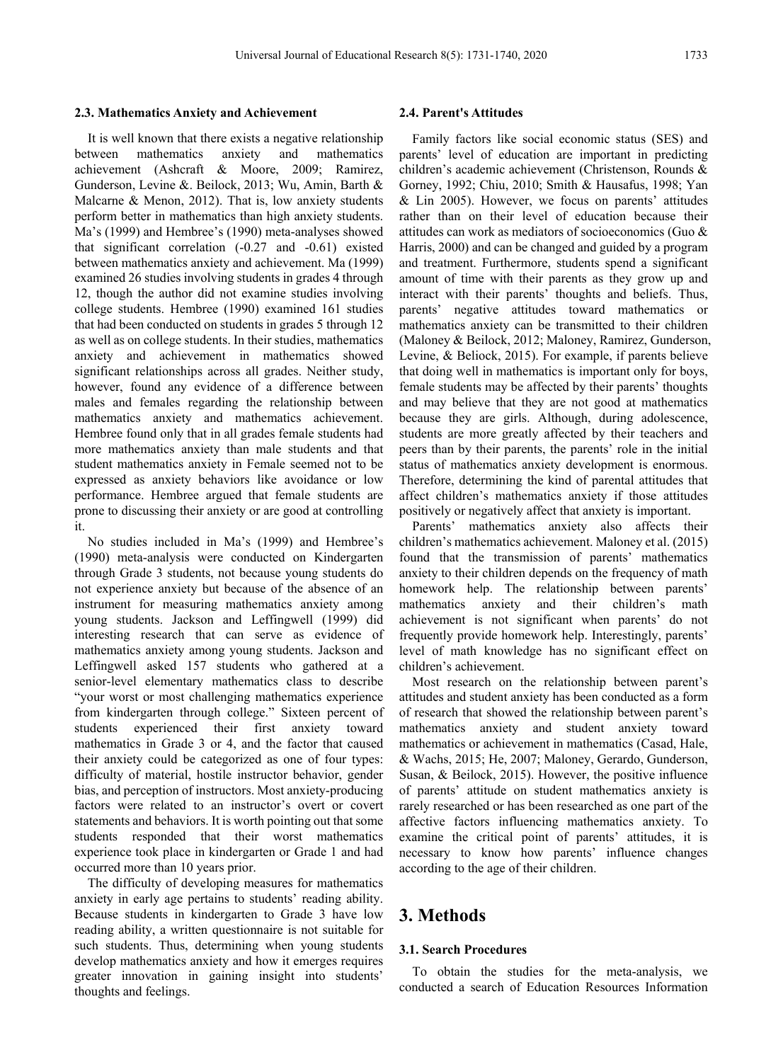### 2.3. Mathematics Anxiety and Achievement

It is well known that there exists a negative relationship between mathematics anxiety and mathematics achievement (Ashcraft & Moore, 2009; Ramirez, Gunderson, Levine &. Beilock, 2013; Wu, Amin, Barth & Malcarne & Menon, 2012). That is, low anxiety students perform better in mathematics than high anxiety students. Ma's (1999) and Hembree's (1990) meta-analyses showed that significant correlation (-0.27 and -0.61) existed between mathematics anxiety and achievement. Ma (1999) examined 26 studies involving students in grades 4 through 12, though the author did not examine studies involving college students. Hembree (1990) examined 161 studies that had been conducted on students in grades 5 through 12 as well as on college students. In their studies, mathematics anxiety and achievement in mathematics showed significant relationships across all grades. Neither study, however, found any evidence of a difference between males and females regarding the relationship between mathematics anxiety and mathematics achievement. Hembree found only that in all grades female students had more mathematics anxiety than male students and that student mathematics anxiety in Female seemed not to be expressed as anxiety behaviors like avoidance or low performance. Hembree argued that female students are prone to discussing their anxiety or are good at controlling it.

No studies included in Ma's (1999) and Hembree's (1990) meta-analysis were conducted on Kindergarten through Grade 3 students, not because young students do not experience anxiety but because of the absence of an instrument for measuring mathematics anxiety among young students. Jackson and Leffingwell (1999) did interesting research that can serve as evidence of mathematics anxiety among young students. Jackson and Leffingwell asked 157 students who gathered at a senior-level elementary mathematics class to describe "your worst or most challenging mathematics experience from kindergarten through college." Sixteen percent of students experienced their first anxiety toward mathematics in Grade 3 or 4, and the factor that caused their anxiety could be categorized as one of four types: difficulty of material, hostile instructor behavior, gender bias, and perception of instructors. Most anxiety-producing factors were related to an instructor's overt or covert statements and behaviors. It is worth pointing out that some students responded that their worst mathematics experience took place in kindergarten or Grade 1 and had occurred more than 10 years prior.

The difficulty of developing measures for mathematics anxiety in early age pertains to students' reading ability. Because students in kindergarten to Grade 3 have low reading ability, a written questionnaire is not suitable for such students. Thus, determining when young students develop mathematics anxiety and how it emerges requires greater innovation in gaining insight into students' thoughts and feelings.

### 2.4. Parent's Attitudes

Family factors like social economic status (SES) and parents' level of education are important in predicting children's academic achievement (Christenson, Rounds & Gorney, 1992; Chiu, 2010; Smith & Hausafus, 1998; Yan & Lin 2005). However, we focus on parents' attitudes rather than on their level of education because their attitudes can work as mediators of socioeconomics (Guo & Harris, 2000) and can be changed and guided by a program and treatment. Furthermore, students spend a significant amount of time with their parents as they grow up and interact with their parents' thoughts and beliefs. Thus, parents' negative attitudes toward mathematics or mathematics anxiety can be transmitted to their children (Maloney & Beilock, 2012; Maloney, Ramirez, Gunderson, Levine, & Beliock, 2015). For example, if parents believe that doing well in mathematics is important only for boys, female students may be affected by their parents' thoughts and may believe that they are not good at mathematics because they are girls. Although, during adolescence, students are more greatly affected by their teachers and peers than by their parents, the parents' role in the initial status of mathematics anxiety development is enormous. Therefore, determining the kind of parental attitudes that affect children's mathematics anxiety if those attitudes positively or negatively affect that anxiety is important.

Parents' mathematics anxiety also affects their children's mathematics achievement. Maloney et al. (2015) found that the transmission of parents' mathematics anxiety to their children depends on the frequency of math homework help. The relationship between parents' mathematics anxiety and their children's math achievement is not significant when parents' do not frequently provide homework help. Interestingly, parents' level of math knowledge has no significant effect on children's achievement.

Most research on the relationship between parent's attitudes and student anxiety has been conducted as a form of research that showed the relationship between parent's mathematics anxiety and student anxiety toward mathematics or achievement in mathematics (Casad, Hale, & Wachs, 2015; He, 2007; Maloney, Gerardo, Gunderson, Susan, & Beilock, 2015). However, the positive influence of parents' attitude on student mathematics anxiety is rarely researched or has been researched as one part of the affective factors influencing mathematics anxiety. To examine the critical point of parents' attitudes, it is necessary to know how parents' influence changes according to the age of their children.

# 3. Methods

### 3.1. Search Procedures

To obtain the studies for the meta-analysis, we conducted a search of Education Resources Information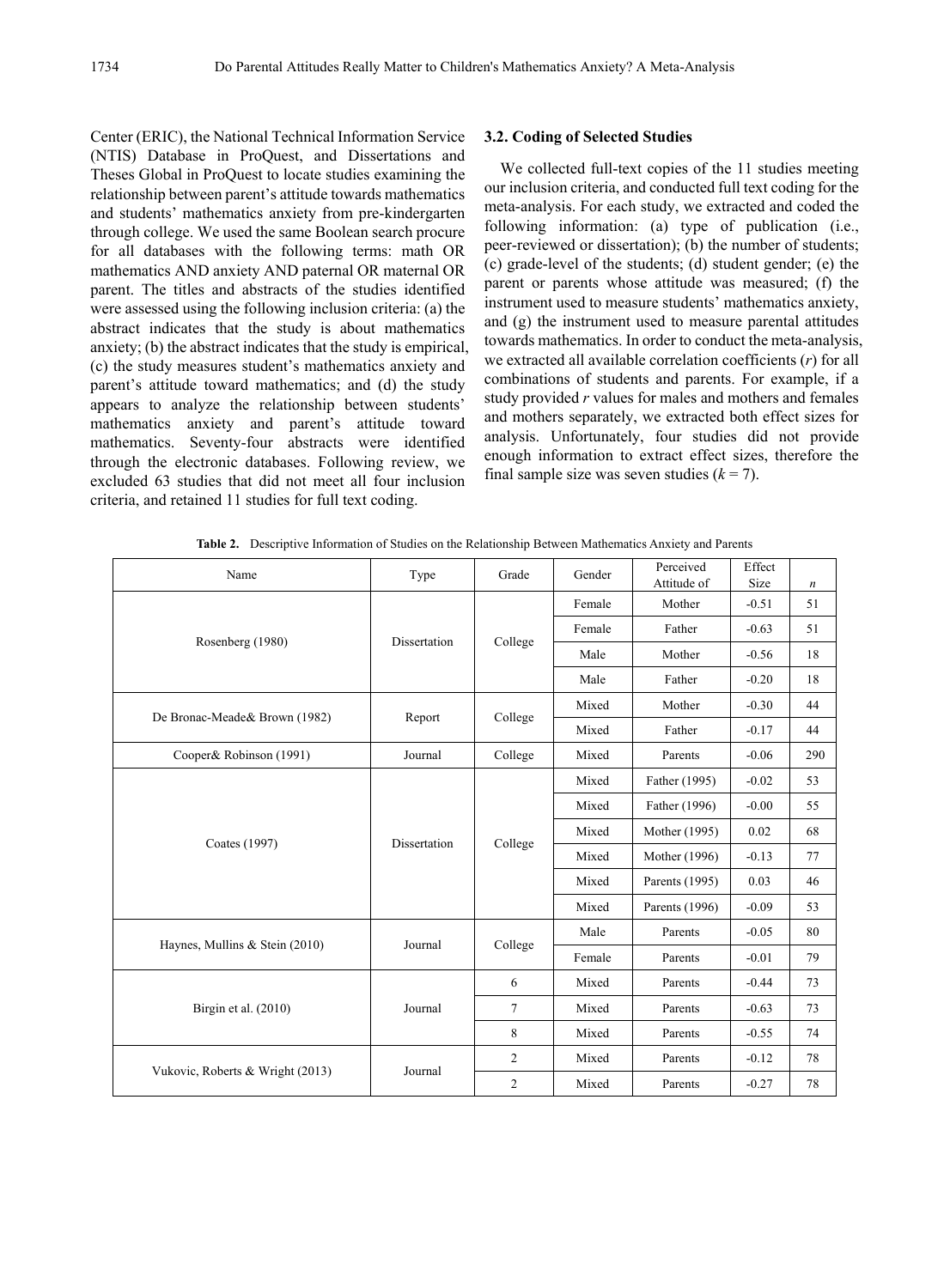Center (ERIC), the National Technical Information Service (NTIS) Database in ProQuest, and Dissertations and Theses Global in ProQuest to locate studies examining the relationship between parent's attitude towards mathematics and students' mathematics anxiety from pre-kindergarten through college. We used the same Boolean search procure for all databases with the following terms: math OR mathematics AND anxiety AND paternal OR maternal OR parent. The titles and abstracts of the studies identified were assessed using the following inclusion criteria: (a) the abstract indicates that the study is about mathematics anxiety; (b) the abstract indicates that the study is empirical, (c) the study measures student's mathematics anxiety and parent's attitude toward mathematics; and (d) the study appears to analyze the relationship between students' mathematics anxiety and parent's attitude toward mathematics. Seventy-four abstracts were identified through the electronic databases. Following review, we excluded 63 studies that did not meet all four inclusion criteria, and retained 11 studies for full text coding.

### 3.2. Coding of Selected Studies

We collected full-text copies of the 11 studies meeting our inclusion criteria, and conducted full text coding for the meta-analysis. For each study, we extracted and coded the following information: (a) type of publication (i.e., peer-reviewed or dissertation); (b) the number of students; (c) grade-level of the students; (d) student gender; (e) the parent or parents whose attitude was measured; (f) the instrument used to measure students' mathematics anxiety, and (g) the instrument used to measure parental attitudes towards mathematics. In order to conduct the meta-analysis, we extracted all available correlation coefficients (*r*) for all combinations of students and parents. For example, if a study provided *r* values for males and mothers and females and mothers separately, we extracted both effect sizes for analysis. Unfortunately, four studies did not provide enough information to extract effect sizes, therefore the final sample size was seven studies ($k = 7$).

**Table 2.** Descriptive Information of Studies on the Relationship Between Mathematics Anxiety and Parents

| Name | Type | Grade | Gender | Perceived Attitude of | Effect Size | *n* |
|---|---|---|---|---|---|---|
| Rosenberg (1980) | Dissertation | College | Female | Mother | -0.51 | 51 |
| | | | Female | Father | -0.63 | 51 |
| | | | Male | Mother | -0.56 | 18 |
| | | | Male | Father | -0.20 | 18 |
| De Bronac-Meade& Brown (1982) | Report | College | Mixed | Mother | -0.30 | 44 |
| | | | Mixed | Father | -0.17 | 44 |
| Cooper& Robinson (1991) | Journal | College | Mixed | Parents | -0.06 | 290 |
| Coates (1997) | Dissertation | College | Mixed | Father (1995) | -0.02 | 53 |
| | | | Mixed | Father (1996) | -0.00 | 55 |
| | | | Mixed | Mother (1995) | 0.02 | 68 |
| | | | Mixed | Mother (1996) | -0.13 | 77 |
| | | | Mixed | Parents (1995) | 0.03 | 46 |
| | | | Mixed | Parents (1996) | -0.09 | 53 |
| Haynes, Mullins & Stein (2010) | Journal | College | Male | Parents | -0.05 | 80 |
| | | | Female | Parents | -0.01 | 79 |
| Birgin et al. (2010) | Journal | 6 | Mixed | Parents | -0.44 | 73 |
| | | 7 | Mixed | Parents | -0.63 | 73 |
| | | 8 | Mixed | Parents | -0.55 | 74 |
| Vukovic, Roberts & Wright (2013) | Journal | 2 | Mixed | Parents | -0.12 | 78 |
| | | 2 | Mixed | Parents | -0.27 | 78 |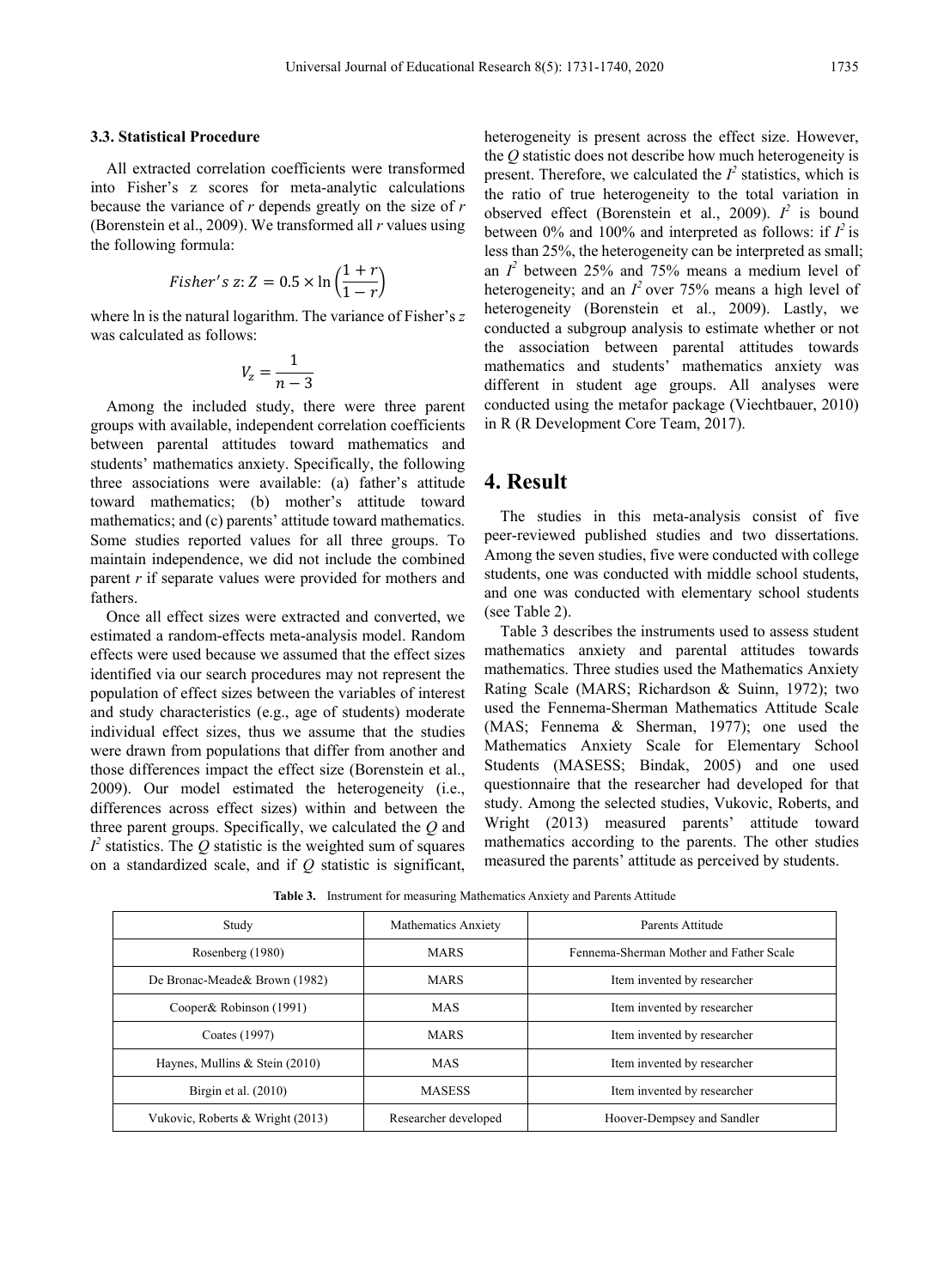### 3.3. Statistical Procedure

All extracted correlation coefficients were transformed into Fisher's z scores for meta-analytic calculations because the variance of $r$ depends greatly on the size of $r$ (Borenstein et al., 2009). We transformed all $r$ values using the following formula:

$$Fisher's\ z{:}\ Z = 0.5 \times \ln\left(\frac{1+r}{1-r}\right)$$

where ln is the natural logarithm. The variance of Fisher's $z$ was calculated as follows:

$$V_z = \frac{1}{n-3}$$

Among the included study, there were three parent groups with available, independent correlation coefficients between parental attitudes toward mathematics and students' mathematics anxiety. Specifically, the following three associations were available: (a) father's attitude toward mathematics; (b) mother's attitude toward mathematics; and (c) parents' attitude toward mathematics. Some studies reported values for all three groups. To maintain independence, we did not include the combined parent $r$ if separate values were provided for mothers and fathers.

Once all effect sizes were extracted and converted, we estimated a random-effects meta-analysis model. Random effects were used because we assumed that the effect sizes identified via our search procedures may not represent the population of effect sizes between the variables of interest and study characteristics (e.g., age of students) moderate individual effect sizes, thus we assume that the studies were drawn from populations that differ from another and those differences impact the effect size (Borenstein et al., 2009). Our model estimated the heterogeneity (i.e., differences across effect sizes) within and between the three parent groups. Specifically, we calculated the $Q$ and $I^2$ statistics. The $Q$ statistic is the weighted sum of squares on a standardized scale, and if $Q$ statistic is significant, heterogeneity is present across the effect size. However, the $Q$ statistic does not describe how much heterogeneity is present. Therefore, we calculated the $I^2$ statistics, which is the ratio of true heterogeneity to the total variation in observed effect (Borenstein et al., 2009). $I^2$ is bound between 0% and 100% and interpreted as follows: if $I^2$ is less than 25%, the heterogeneity can be interpreted as small; an $I^2$ between 25% and 75% means a medium level of heterogeneity; and an $I^2$ over 75% means a high level of heterogeneity (Borenstein et al., 2009). Lastly, we conducted a subgroup analysis to estimate whether or not the association between parental attitudes towards mathematics and students' mathematics anxiety was different in student age groups. All analyses were conducted using the metafor package (Viechtbauer, 2010) in R (R Development Core Team, 2017).

# 4. Result

The studies in this meta-analysis consist of five peer-reviewed published studies and two dissertations. Among the seven studies, five were conducted with college students, one was conducted with middle school students, and one was conducted with elementary school students (see Table 2).

Table 3 describes the instruments used to assess student mathematics anxiety and parental attitudes towards mathematics. Three studies used the Mathematics Anxiety Rating Scale (MARS; Richardson & Suinn, 1972); two used the Fennema-Sherman Mathematics Attitude Scale (MAS; Fennema & Sherman, 1977); one used the Mathematics Anxiety Scale for Elementary School Students (MASESS; Bindak, 2005) and one used questionnaire that the researcher had developed for that study. Among the selected studies, Vukovic, Roberts, and Wright (2013) measured parents' attitude toward mathematics according to the parents. The other studies measured the parents' attitude as perceived by students.

**Table 3.** Instrument for measuring Mathematics Anxiety and Parents Attitude

| Study | Mathematics Anxiety | Parents Attitude |
|---|---|---|
| Rosenberg (1980) | MARS | Fennema-Sherman Mother and Father Scale |
| De Bronac-Meade& Brown (1982) | MARS | Item invented by researcher |
| Cooper& Robinson (1991) | MAS | Item invented by researcher |
| Coates (1997) | MARS | Item invented by researcher |
| Haynes, Mullins & Stein (2010) | MAS | Item invented by researcher |
| Birgin et al. (2010) | MASESS | Item invented by researcher |
| Vukovic, Roberts & Wright (2013) | Researcher developed | Hoover-Dempsey and Sandler |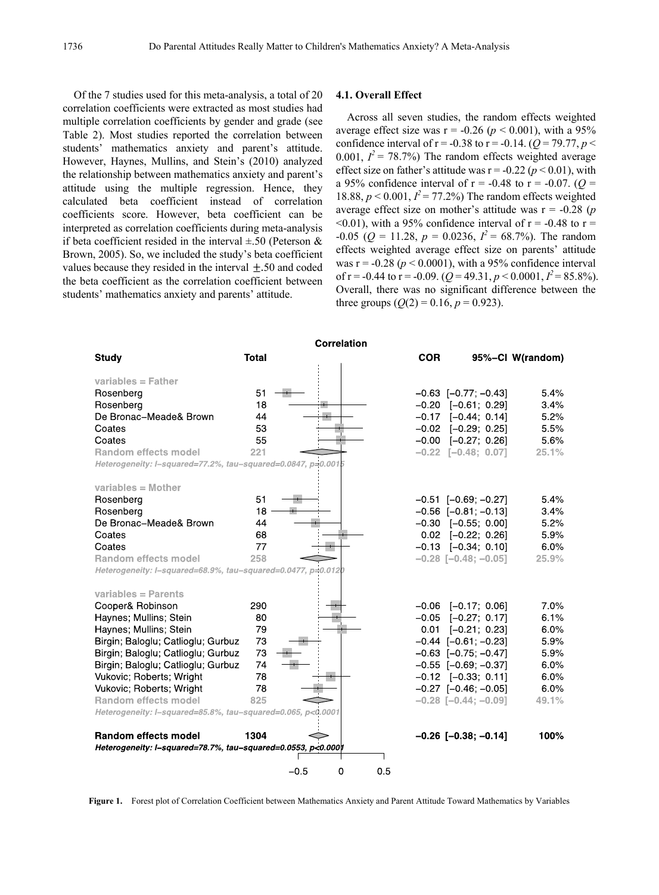Of the 7 studies used for this meta-analysis, a total of 20 correlation coefficients were extracted as most studies had multiple correlation coefficients by gender and grade (see Table 2). Most studies reported the correlation between students' mathematics anxiety and parent's attitude. However, Haynes, Mullins, and Stein's (2010) analyzed the relationship between mathematics anxiety and parent's attitude using the multiple regression. Hence, they calculated beta coefficient instead of correlation coefficients score. However, beta coefficient can be interpreted as correlation coefficients during meta-analysis if beta coefficient resided in the interval ±.50 (Peterson & Brown, 2005). So, we included the study's beta coefficient values because they resided in the interval ±.50 and coded the beta coefficient as the correlation coefficient between students' mathematics anxiety and parents' attitude.

### 4.1. Overall Effect

Across all seven studies, the random effects weighted average effect size was r = -0.26 ($p < 0.001$), with a 95% confidence interval of r = -0.38 to r = -0.14. ($Q = 79.77$, $p < 0.001$, $I^2 = 78.7\%$) The random effects weighted average effect size on father's attitude was r = -0.22 ($p < 0.01$), with a 95% confidence interval of r = -0.48 to r = -0.07. ($Q = 18.88$, $p < 0.001$, $I^2 = 77.2\%$) The random effects weighted average effect size on mother's attitude was r = -0.28 ($p < 0.01$), with a 95% confidence interval of r = -0.48 to r = -0.05 ($Q = 11.28$, $p = 0.0236$, $I^2 = 68.7\%$). The random effects weighted average effect size on parents' attitude was r = -0.28 ($p < 0.0001$), with a 95% confidence interval of r = -0.44 to r = -0.09. ($Q = 49.31$, $p < 0.0001$, $I^2 = 85.8\%$). Overall, there was no significant difference between the three groups ($Q(2) = 0.16$, $p = 0.923$).

| Study | Total | COR | 95%-CI | W(random) |
|---|---|---|---|---|
| **variables = Father** | | | | |
| Rosenberg | 51 | −0.63 | [−0.77; −0.43] | 5.4% |
| Rosenberg | 18 | −0.20 | [−0.61; 0.29] | 3.4% |
| De Bronac−Meade& Brown | 44 | −0.17 | [−0.44; 0.14] | 5.2% |
| Coates | 53 | −0.02 | [−0.29; 0.25] | 5.5% |
| Coates | 55 | −0.00 | [−0.27; 0.26] | 5.6% |
| Random effects model | 221 | −0.22 | [−0.48; 0.07] | 25.1% |
| *Heterogeneity: I−squared=77.2%, tau−squared=0.0847, p=0.0015* | | | | |
| **variables = Mother** | | | | |
| Rosenberg | 51 | −0.51 | [−0.69; −0.27] | 5.4% |
| Rosenberg | 18 | −0.56 | [−0.81; −0.13] | 3.4% |
| De Bronac−Meade& Brown | 44 | −0.30 | [−0.55; 0.00] | 5.2% |
| Coates | 68 | 0.02 | [−0.22; 0.26] | 5.9% |
| Coates | 77 | −0.13 | [−0.34; 0.10] | 6.0% |
| Random effects model | 258 | −0.28 | [−0.48; −0.05] | 25.9% |
| *Heterogeneity: I−squared=68.9%, tau−squared=0.0477, p=0.0120* | | | | |
| **variables = Parents** | | | | |
| Cooper& Robinson | 290 | −0.06 | [−0.17; 0.06] | 7.0% |
| Haynes; Mullins; Stein | 80 | −0.05 | [−0.27; 0.17] | 6.1% |
| Haynes; Mullins; Stein | 79 | 0.01 | [−0.21; 0.23] | 6.0% |
| Birgin; Baloglu; Catlioglu; Gurbuz | 73 | −0.44 | [−0.61; −0.23] | 5.9% |
| Birgin; Baloglu; Catlioglu; Gurbuz | 73 | −0.63 | [−0.75; −0.47] | 5.9% |
| Birgin; Baloglu; Catlioglu; Gurbuz | 74 | −0.55 | [−0.69; −0.37] | 6.0% |
| Vukovic; Roberts; Wright | 78 | −0.12 | [−0.33; 0.11] | 6.0% |
| Vukovic; Roberts; Wright | 78 | −0.27 | [−0.46; −0.05] | 6.0% |
| Random effects model | 825 | −0.28 | [−0.44; −0.09] | 49.1% |
| *Heterogeneity: I−squared=85.8%, tau−squared=0.065, p<0.0001* | | | | |
| **Random effects model** | **1304** | **−0.26** | **[−0.38; −0.14]** | **100%** |
| *Heterogeneity: I−squared=78.7%, tau−squared=0.0553, p<0.0001* | | | | |

**Figure 1.** Forest plot of Correlation Coefficient between Mathematics Anxiety and Parent Attitude Toward Mathematics by Variables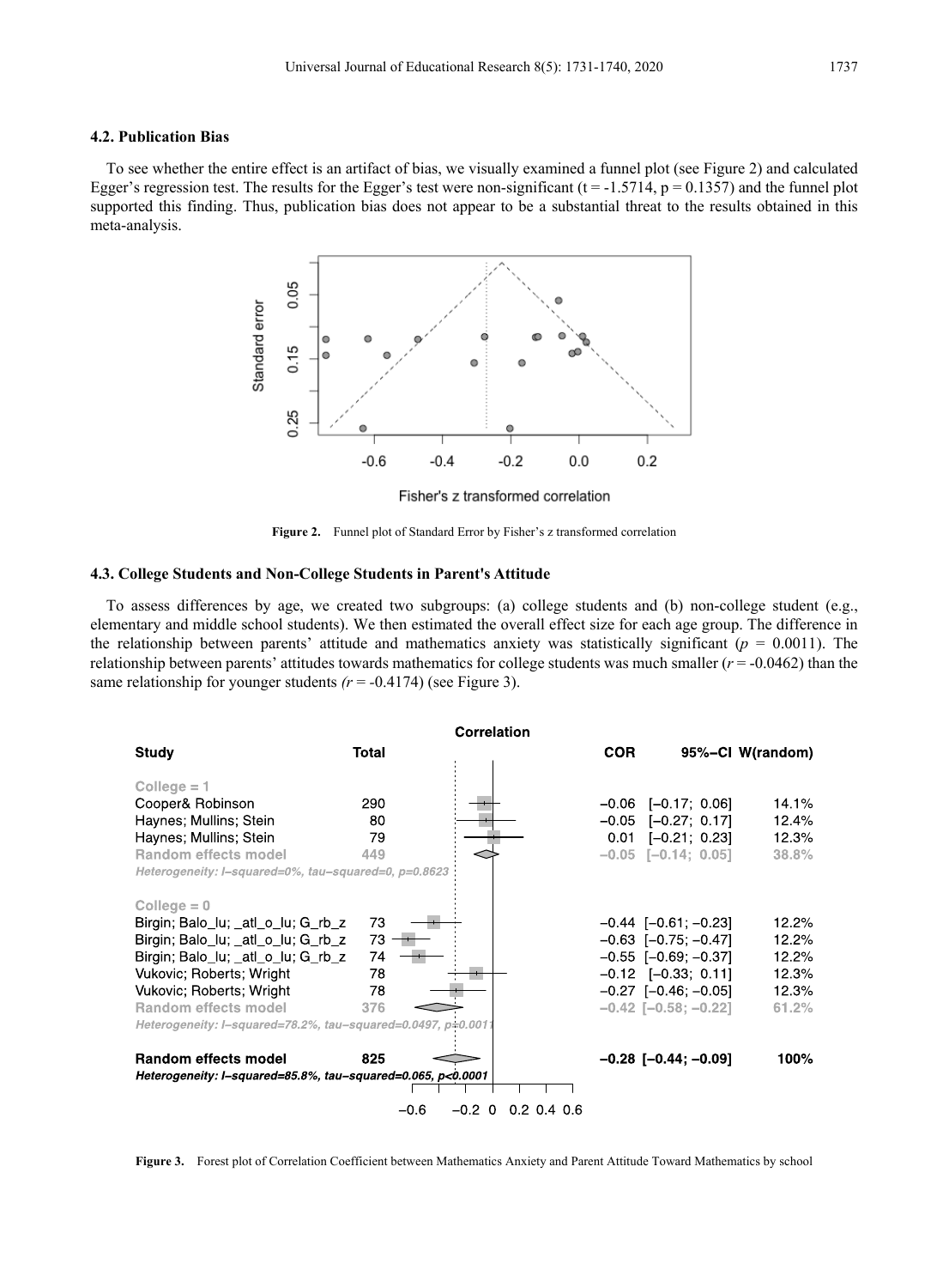### 4.2. Publication Bias

To see whether the entire effect is an artifact of bias, we visually examined a funnel plot (see Figure 2) and calculated Egger's regression test. The results for the Egger's test were non-significant ($t = -1.5714$, $p = 0.1357$) and the funnel plot supported this finding. Thus, publication bias does not appear to be a substantial threat to the results obtained in this meta-analysis.

**Figure 2.** Funnel plot of Standard Error by Fisher's z transformed correlation

### 4.3. College Students and Non-College Students in Parent's Attitude

To assess differences by age, we created two subgroups: (a) college students and (b) non-college student (e.g., elementary and middle school students). We then estimated the overall effect size for each age group. The difference in the relationship between parents' attitude and mathematics anxiety was statistically significant ($p = 0.0011$). The relationship between parents' attitudes towards mathematics for college students was much smaller ($r = -0.0462$) than the same relationship for younger students ($r = -0.4174$) (see Figure 3).

| Study | Total | COR | 95%-CI | W(random) |
|---|---|---|---|---|
| **College = 1** | | | | |
| Cooper& Robinson | 290 | −0.06 | [−0.17; 0.06] | 14.1% |
| Haynes; Mullins; Stein | 80 | −0.05 | [−0.27; 0.17] | 12.4% |
| Haynes; Mullins; Stein | 79 | 0.01 | [−0.21; 0.23] | 12.3% |
| Random effects model | 449 | −0.05 | [−0.14; 0.05] | 38.8% |
| *Heterogeneity: I−squared=0%, tau−squared=0, p=0.8623* | | | | |
| **College = 0** | | | | |
| Birgin; Balo_lu; _atl_o_lu; G_rb_z | 73 | −0.44 | [−0.61; −0.23] | 12.2% |
| Birgin; Balo_lu; _atl_o_lu; G_rb_z | 73 | −0.63 | [−0.75; −0.47] | 12.2% |
| Birgin; Balo_lu; _atl_o_lu; G_rb_z | 74 | −0.55 | [−0.69; −0.37] | 12.2% |
| Vukovic; Roberts; Wright | 78 | −0.12 | [−0.33; 0.11] | 12.3% |
| Vukovic; Roberts; Wright | 78 | −0.27 | [−0.46; −0.05] | 12.3% |
| Random effects model | 376 | −0.42 | [−0.58; −0.22] | 61.2% |
| *Heterogeneity: I−squared=78.2%, tau−squared=0.0497, p=0.0011* | | | | |
| **Random effects model** | **825** | **−0.28** | **[−0.44; −0.09]** | **100%** |
| *Heterogeneity: I−squared=85.8%, tau−squared=0.065, p<0.0001* | | | | |

**Figure 3.** Forest plot of Correlation Coefficient between Mathematics Anxiety and Parent Attitude Toward Mathematics by school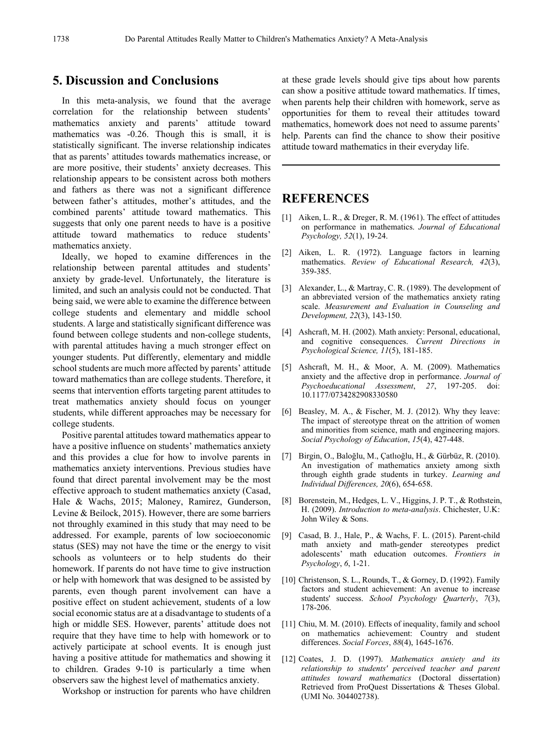## 5. Discussion and Conclusions

In this meta-analysis, we found that the average correlation for the relationship between students' mathematics anxiety and parents' attitude toward mathematics was -0.26. Though this is small, it is statistically significant. The inverse relationship indicates that as parents' attitudes towards mathematics increase, or are more positive, their students' anxiety decreases. This relationship appears to be consistent across both mothers and fathers as there was not a significant difference between father's attitudes, mother's attitudes, and the combined parents' attitude toward mathematics. This suggests that only one parent needs to have is a positive attitude toward mathematics to reduce students' mathematics anxiety.

Ideally, we hoped to examine differences in the relationship between parental attitudes and students' anxiety by grade-level. Unfortunately, the literature is limited, and such an analysis could not be conducted. That being said, we were able to examine the difference between college students and elementary and middle school students. A large and statistically significant difference was found between college students and non-college students, with parental attitudes having a much stronger effect on younger students. Put differently, elementary and middle school students are much more affected by parents' attitude toward mathematics than are college students. Therefore, it seems that intervention efforts targeting parent attitudes to treat mathematics anxiety should focus on younger students, while different approaches may be necessary for college students.

Positive parental attitudes toward mathematics appear to have a positive influence on students' mathematics anxiety and this provides a clue for how to involve parents in mathematics anxiety interventions. Previous studies have found that direct parental involvement may be the most effective approach to student mathematics anxiety (Casad, Hale & Wachs, 2015; Maloney, Ramirez, Gunderson, Levine & Beilock, 2015). However, there are some barriers not throughly examined in this study that may need to be addressed. For example, parents of low socioeconomic status (SES) may not have the time or the energy to visit schools as volunteers or to help students do their homework. If parents do not have time to give instruction or help with homework that was designed to be assisted by parents, even though parent involvement can have a positive effect on student achievement, students of a low social economic status are at a disadvantage to students of a high or middle SES. However, parents' attitude does not require that they have time to help with homework or to actively participate at school events. It is enough just having a positive attitude for mathematics and showing it to children. Grades 9-10 is particularly a time when observers saw the highest level of mathematics anxiety.

Workshop or instruction for parents who have children at these grade levels should give tips about how parents can show a positive attitude toward mathematics. If times, when parents help their children with homework, serve as opportunities for them to reveal their attitudes toward mathematics, homework does not need to assume parents' help. Parents can find the chance to show their positive attitude toward mathematics in their everyday life.

## REFERENCES

[1] Aiken, L. R., & Dreger, R. M. (1961). The effect of attitudes on performance in mathematics. *Journal of Educational Psychology, 52*(1), 19-24.

[2] Aiken, L. R. (1972). Language factors in learning mathematics. *Review of Educational Research, 42*(3), 359-385.

[3] Alexander, L., & Martray, C. R. (1989). The development of an abbreviated version of the mathematics anxiety rating scale. *Measurement and Evaluation in Counseling and Development, 22*(3), 143-150.

[4] Ashcraft, M. H. (2002). Math anxiety: Personal, educational, and cognitive consequences. *Current Directions in Psychological Science, 11*(5), 181-185.

[5] Ashcraft, M. H., & Moor, A. M. (2009). Mathematics anxiety and the affective drop in performance. *Journal of Psychoeducational Assessment*, *27*, 197-205. doi: 10.1177/0734282908330580

[6] Beasley, M. A., & Fischer, M. J. (2012). Why they leave: The impact of stereotype threat on the attrition of women and minorities from science, math and engineering majors. *Social Psychology of Education*, *15*(4), 427-448.

[7] Birgin, O., Baloğlu, M., Çatlıoğlu, H., & Gürbüz, R. (2010). An investigation of mathematics anxiety among sixth through eighth grade students in turkey. *Learning and Individual Differences, 20*(6), 654-658.

[8] Borenstein, M., Hedges, L. V., Higgins, J. P. T., & Rothstein, H. (2009). *Introduction to meta-analysis*. Chichester, U.K: John Wiley & Sons.

[9] Casad, B. J., Hale, P., & Wachs, F. L. (2015). Parent-child math anxiety and math-gender stereotypes predict adolescents' math education outcomes. *Frontiers in Psychology*, *6*, 1-21.

[10] Christenson, S. L., Rounds, T., & Gorney, D. (1992). Family factors and student achievement: An avenue to increase students' success. *School Psychology Quarterly*, *7*(3), 178-206.

[11] Chiu, M. M. (2010). Effects of inequality, family and school on mathematics achievement: Country and student differences. *Social Forces*, *88*(4), 1645-1676.

[12] Coates, J. D. (1997). *Mathematics anxiety and its relationship to students' perceived teacher and parent attitudes toward mathematics* (Doctoral dissertation) Retrieved from ProQuest Dissertations & Theses Global. (UMI No. 304402738).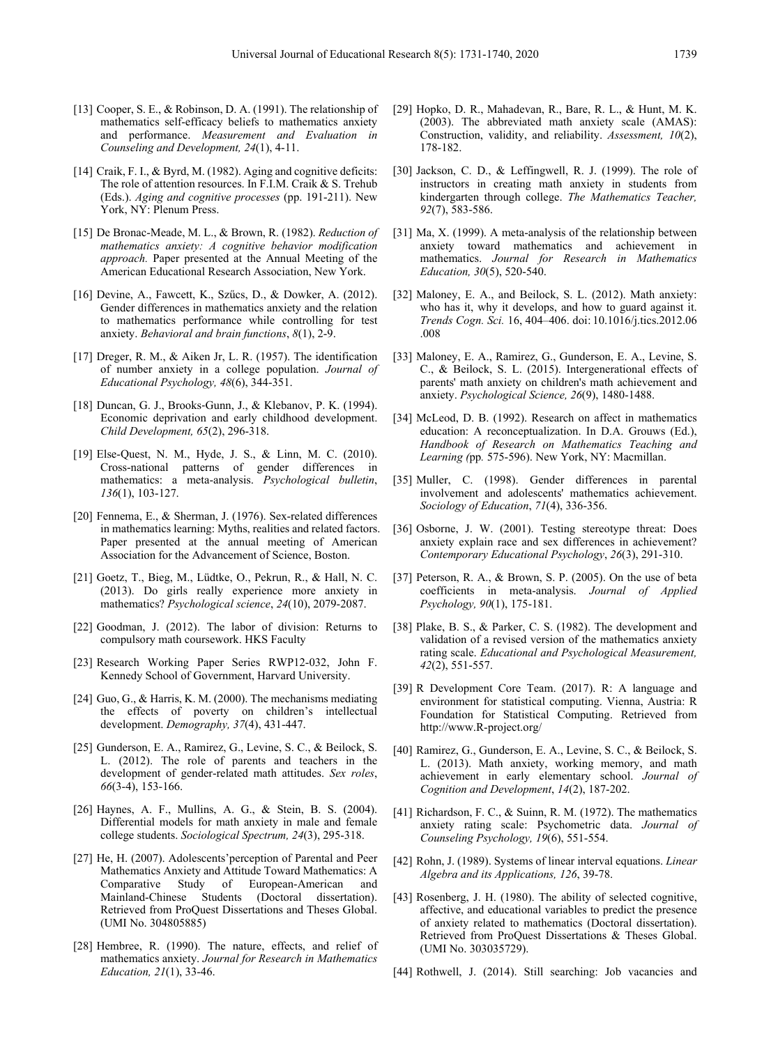[13] Cooper, S. E., & Robinson, D. A. (1991). The relationship of mathematics self-efficacy beliefs to mathematics anxiety and performance. *Measurement and Evaluation in Counseling and Development, 24*(1), 4-11.

[14] Craik, F. I., & Byrd, M. (1982). Aging and cognitive deficits: The role of attention resources. In F.I.M. Craik & S. Trehub (Eds.). *Aging and cognitive processes* (pp. 191-211). New York, NY: Plenum Press.

[15] De Bronac-Meade, M. L., & Brown, R. (1982). *Reduction of mathematics anxiety: A cognitive behavior modification approach.* Paper presented at the Annual Meeting of the American Educational Research Association, New York.

[16] Devine, A., Fawcett, K., Szűcs, D., & Dowker, A. (2012). Gender differences in mathematics anxiety and the relation to mathematics performance while controlling for test anxiety. *Behavioral and brain functions*, *8*(1), 2-9.

[17] Dreger, R. M., & Aiken Jr, L. R. (1957). The identification of number anxiety in a college population. *Journal of Educational Psychology, 48*(6), 344-351.

[18] Duncan, G. J., Brooks-Gunn, J., & Klebanov, P. K. (1994). Economic deprivation and early childhood development. *Child Development, 65*(2), 296-318.

[19] Else-Quest, N. M., Hyde, J. S., & Linn, M. C. (2010). Cross-national patterns of gender differences in mathematics: a meta-analysis. *Psychological bulletin*, *136*(1), 103-127.

[20] Fennema, E., & Sherman, J. (1976). Sex-related differences in mathematics learning: Myths, realities and related factors. Paper presented at the annual meeting of American Association for the Advancement of Science, Boston.

[21] Goetz, T., Bieg, M., Lüdtke, O., Pekrun, R., & Hall, N. C. (2013). Do girls really experience more anxiety in mathematics? *Psychological science*, *24*(10), 2079-2087.

[22] Goodman, J. (2012). The labor of division: Returns to compulsory math coursework. HKS Faculty

[23] Research Working Paper Series RWP12-032, John F. Kennedy School of Government, Harvard University.

[24] Guo, G., & Harris, K. M. (2000). The mechanisms mediating the effects of poverty on children's intellectual development. *Demography, 37*(4), 431-447.

[25] Gunderson, E. A., Ramirez, G., Levine, S. C., & Beilock, S. L. (2012). The role of parents and teachers in the development of gender-related math attitudes. *Sex roles*, *66*(3-4), 153-166.

[26] Haynes, A. F., Mullins, A. G., & Stein, B. S. (2004). Differential models for math anxiety in male and female college students. *Sociological Spectrum, 24*(3), 295-318.

[27] He, H. (2007). Adolescents' perception of Parental and Peer Mathematics Anxiety and Attitude Toward Mathematics: A Comparative Study of European-American and Mainland-Chinese Students (Doctoral dissertation). Retrieved from ProQuest Dissertations and Theses Global. (UMI No. 304805885)

[28] Hembree, R. (1990). The nature, effects, and relief of mathematics anxiety. *Journal for Research in Mathematics Education, 21*(1), 33-46.

[29] Hopko, D. R., Mahadevan, R., Bare, R. L., & Hunt, M. K. (2003). The abbreviated math anxiety scale (AMAS): Construction, validity, and reliability. *Assessment, 10*(2), 178-182.

[30] Jackson, C. D., & Leffingwell, R. J. (1999). The role of instructors in creating math anxiety in students from kindergarten through college. *The Mathematics Teacher, 92*(7), 583-586.

[31] Ma, X. (1999). A meta-analysis of the relationship between anxiety toward mathematics and achievement in mathematics. *Journal for Research in Mathematics Education, 30*(5), 520-540.

[32] Maloney, E. A., and Beilock, S. L. (2012). Math anxiety: who has it, why it develops, and how to guard against it. *Trends Cogn. Sci.* 16, 404–406. doi: 10.1016/j.tics.2012.06.008

[33] Maloney, E. A., Ramirez, G., Gunderson, E. A., Levine, S. C., & Beilock, S. L. (2015). Intergenerational effects of parents' math anxiety on children's math achievement and anxiety. *Psychological Science, 26*(9), 1480-1488.

[34] McLeod, D. B. (1992). Research on affect in mathematics education: A reconceptualization. In D.A. Grouws (Ed.), *Handbook of Research on Mathematics Teaching and Learning (*pp. 575-596). New York, NY: Macmillan.

[35] Muller, C. (1998). Gender differences in parental involvement and adolescents' mathematics achievement. *Sociology of Education*, *71*(4), 336-356.

[36] Osborne, J. W. (2001). Testing stereotype threat: Does anxiety explain race and sex differences in achievement? *Contemporary Educational Psychology*, *26*(3), 291-310.

[37] Peterson, R. A., & Brown, S. P. (2005). On the use of beta coefficients in meta-analysis. *Journal of Applied Psychology, 90*(1), 175-181.

[38] Plake, B. S., & Parker, C. S. (1982). The development and validation of a revised version of the mathematics anxiety rating scale. *Educational and Psychological Measurement, 42*(2), 551-557.

[39] R Development Core Team. (2017). R: A language and environment for statistical computing. Vienna, Austria: R Foundation for Statistical Computing. Retrieved from http://www.R-project.org/

[40] Ramirez, G., Gunderson, E. A., Levine, S. C., & Beilock, S. L. (2013). Math anxiety, working memory, and math achievement in early elementary school. *Journal of Cognition and Development*, *14*(2), 187-202.

[41] Richardson, F. C., & Suinn, R. M. (1972). The mathematics anxiety rating scale: Psychometric data. *Journal of Counseling Psychology, 19*(6), 551-554.

[42] Rohn, J. (1989). Systems of linear interval equations. *Linear Algebra and its Applications, 126*, 39-78.

[43] Rosenberg, J. H. (1980). The ability of selected cognitive, affective, and educational variables to predict the presence of anxiety related to mathematics (Doctoral dissertation). Retrieved from ProQuest Dissertations & Theses Global. (UMI No. 303035729).

[44] Rothwell, J. (2014). Still searching: Job vacancies and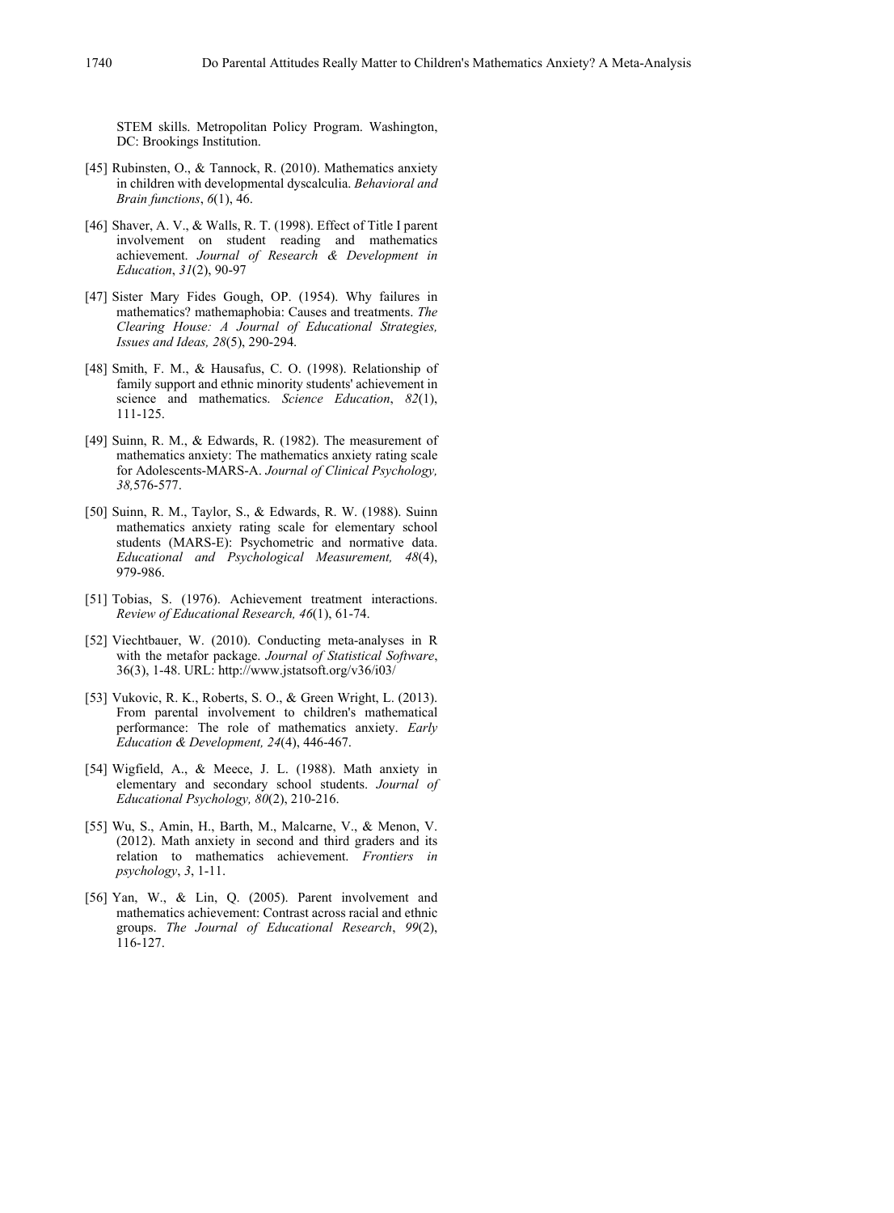STEM skills. Metropolitan Policy Program. Washington, DC: Brookings Institution.

[45] Rubinsten, O., & Tannock, R. (2010). Mathematics anxiety in children with developmental dyscalculia. *Behavioral and Brain functions*, *6*(1), 46.

[46] Shaver, A. V., & Walls, R. T. (1998). Effect of Title I parent involvement on student reading and mathematics achievement. *Journal of Research & Development in Education*, *31*(2), 90-97

[47] Sister Mary Fides Gough, OP. (1954). Why failures in mathematics? mathemaphobia: Causes and treatments. *The Clearing House: A Journal of Educational Strategies, Issues and Ideas, 28*(5), 290-294.

[48] Smith, F. M., & Hausafus, C. O. (1998). Relationship of family support and ethnic minority students' achievement in science and mathematics. *Science Education*, *82*(1), 111-125.

[49] Suinn, R. M., & Edwards, R. (1982). The measurement of mathematics anxiety: The mathematics anxiety rating scale for Adolescents-MARS-A. *Journal of Clinical Psychology, 38,*576-577.

[50] Suinn, R. M., Taylor, S., & Edwards, R. W. (1988). Suinn mathematics anxiety rating scale for elementary school students (MARS-E): Psychometric and normative data. *Educational and Psychological Measurement, 48*(4), 979-986.

[51] Tobias, S. (1976). Achievement treatment interactions. *Review of Educational Research, 46*(1), 61-74.

[52] Viechtbauer, W. (2010). Conducting meta-analyses in R with the metafor package. *Journal of Statistical Software*, 36(3), 1-48. URL: http://www.jstatsoft.org/v36/i03/

[53] Vukovic, R. K., Roberts, S. O., & Green Wright, L. (2013). From parental involvement to children's mathematical performance: The role of mathematics anxiety. *Early Education & Development, 24*(4), 446-467.

[54] Wigfield, A., & Meece, J. L. (1988). Math anxiety in elementary and secondary school students. *Journal of Educational Psychology, 80*(2), 210-216.

[55] Wu, S., Amin, H., Barth, M., Malcarne, V., & Menon, V. (2012). Math anxiety in second and third graders and its relation to mathematics achievement. *Frontiers in psychology*, *3*, 1-11.

[56] Yan, W., & Lin, Q. (2005). Parent involvement and mathematics achievement: Contrast across racial and ethnic groups. *The Journal of Educational Research*, *99*(2), 116-127.